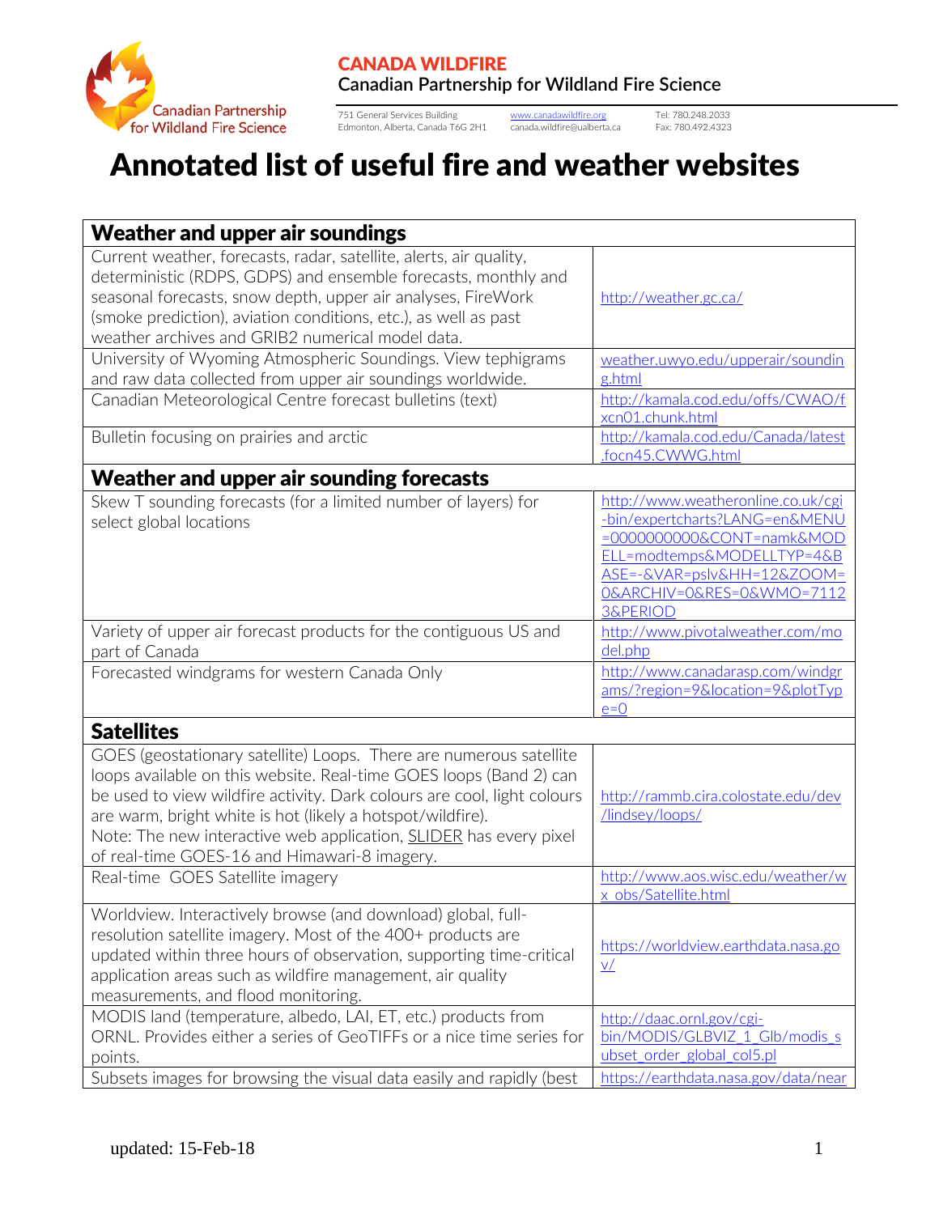**CANADA WILDFIRE**
Canadian Partnership for Wildland Fire Science

751 General Services Building
Edmonton, Alberta, Canada T6G 2H1

www.canadawildfire.org
canada.wildfire@ualberta.ca

Tel: 780.248.2033
Fax: 780.492.4323

# Annotated list of useful fire and weather websites

| **Weather and upper air soundings** | |
|---|---|
| Current weather, forecasts, radar, satellite, alerts, air quality, deterministic (RDPS, GDPS) and ensemble forecasts, monthly and seasonal forecasts, snow depth, upper air analyses, FireWork (smoke prediction), aviation conditions, etc.), as well as past weather archives and GRIB2 numerical model data. | http://weather.gc.ca/ |
| University of Wyoming Atmospheric Soundings. View tephigrams and raw data collected from upper air soundings worldwide. | weather.uwyo.edu/upperair/sounding.html |
| Canadian Meteorological Centre forecast bulletins (text) | http://kamala.cod.edu/offs/CWAO/fxcn01.chunk.html |
| Bulletin focusing on prairies and arctic | http://kamala.cod.edu/Canada/latest.focn45.CWWG.html |
| **Weather and upper air sounding forecasts** | |
| Skew T sounding forecasts (for a limited number of layers) for select global locations | http://www.weatheronline.co.uk/cgi-bin/expertcharts?LANG=en&MENU=0000000000&CONT=namk&MODELL=modtemps&MODELLTYP=4&BASE=-&VAR=pslv&HH=12&ZOOM=0&ARCHIV=0&RES=0&WMO=71123&PERIOD |
| Variety of upper air forecast products for the contiguous US and part of Canada | http://www.pivotalweather.com/model.php |
| Forecasted windgrams for western Canada Only | http://www.canadarasp.com/windgrams/?region=9&location=9&plotType=0 |
| **Satellites** | |
| GOES (geostationary satellite) Loops. There are numerous satellite loops available on this website. Real-time GOES loops (Band 2) can be used to view wildfire activity. Dark colours are cool, light colours are warm, bright white is hot (likely a hotspot/wildfire).<br>Note: The new interactive web application, SLIDER has every pixel of real-time GOES-16 and Himawari-8 imagery. | http://rammb.cira.colostate.edu/dev/lindsey/loops/ |
| Real-time GOES Satellite imagery | http://www.aos.wisc.edu/weather/wx_obs/Satellite.html |
| Worldview. Interactively browse (and download) global, full-resolution satellite imagery. Most of the 400+ products are updated within three hours of observation, supporting time-critical application areas such as wildfire management, air quality measurements, and flood monitoring. | https://worldview.earthdata.nasa.gov/ |
| MODIS land (temperature, albedo, LAI, ET, etc.) products from ORNL. Provides either a series of GeoTIFFs or a nice time series for points. | http://daac.ornl.gov/cgi-bin/MODIS/GLBVIZ_1_Glb/modis_subset_order_global_col5.pl |
| Subsets images for browsing the visual data easily and rapidly (best | https://earthdata.nasa.gov/data/near |

updated: 15-Feb-18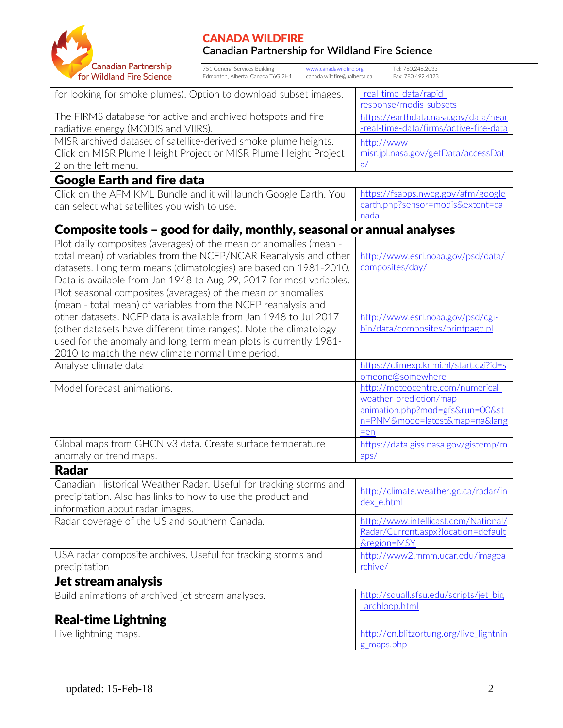| | |
|---|---|
| for looking for smoke plumes). Option to download subset images. | -real-time-data/rapid-response/modis-subsets |
| The FIRMS database for active and archived hotspots and fire radiative energy (MODIS and VIIRS). | https://earthdata.nasa.gov/data/near-real-time-data/firms/active-fire-data |
| MISR archived dataset of satellite-derived smoke plume heights. Click on MISR Plume Height Project or MISR Plume Height Project 2 on the left menu. | http://www-misr.jpl.nasa.gov/getData/accessData/ |
| **Google Earth and fire data** | |
| Click on the AFM KML Bundle and it will launch Google Earth. You can select what satellites you wish to use. | https://fsapps.nwcg.gov/afm/googleearth.php?sensor=modis&extent=canada |
| **Composite tools – good for daily, monthly, seasonal or annual analyses** | |
| Plot daily composites (averages) of the mean or anomalies (mean - total mean) of variables from the NCEP/NCAR Reanalysis and other datasets. Long term means (climatologies) are based on 1981-2010. Data is available from Jan 1948 to Aug 29, 2017 for most variables. | http://www.esrl.noaa.gov/psd/data/composites/day/ |
| Plot seasonal composites (averages) of the mean or anomalies (mean - total mean) of variables from the NCEP reanalysis and other datasets. NCEP data is available from Jan 1948 to Jul 2017 (other datasets have different time ranges). Note the climatology used for the anomaly and long term mean plots is currently 1981-2010 to match the new climate normal time period. | http://www.esrl.noaa.gov/psd/cgi-bin/data/composites/printpage.pl |
| Analyse climate data | https://climexp.knmi.nl/start.cgi?id=someone@somewhere |
| Model forecast animations. | http://meteocentre.com/numerical-weather-prediction/map-animation.php?mod=gfs&run=00&stn=PNM&mode=latest&map=na&lang=en |
| Global maps from GHCN v3 data. Create surface temperature anomaly or trend maps. | https://data.giss.nasa.gov/gistemp/maps/ |
| **Radar** | |
| Canadian Historical Weather Radar. Useful for tracking storms and precipitation. Also has links to how to use the product and information about radar images. | http://climate.weather.gc.ca/radar/index_e.html |
| Radar coverage of the US and southern Canada. | http://www.intellicast.com/National/Radar/Current.aspx?location=default&region=MSY |
| USA radar composite archives. Useful for tracking storms and precipitation | http://www2.mmm.ucar.edu/imagearchive/ |
| **Jet stream analysis** | |
| Build animations of archived jet stream analyses. | http://squall.sfsu.edu/scripts/jet_big_archloop.html |
| **Real-time Lightning** | |
| Live lightning maps. | http://en.blitzortung.org/live_lightning_maps.php |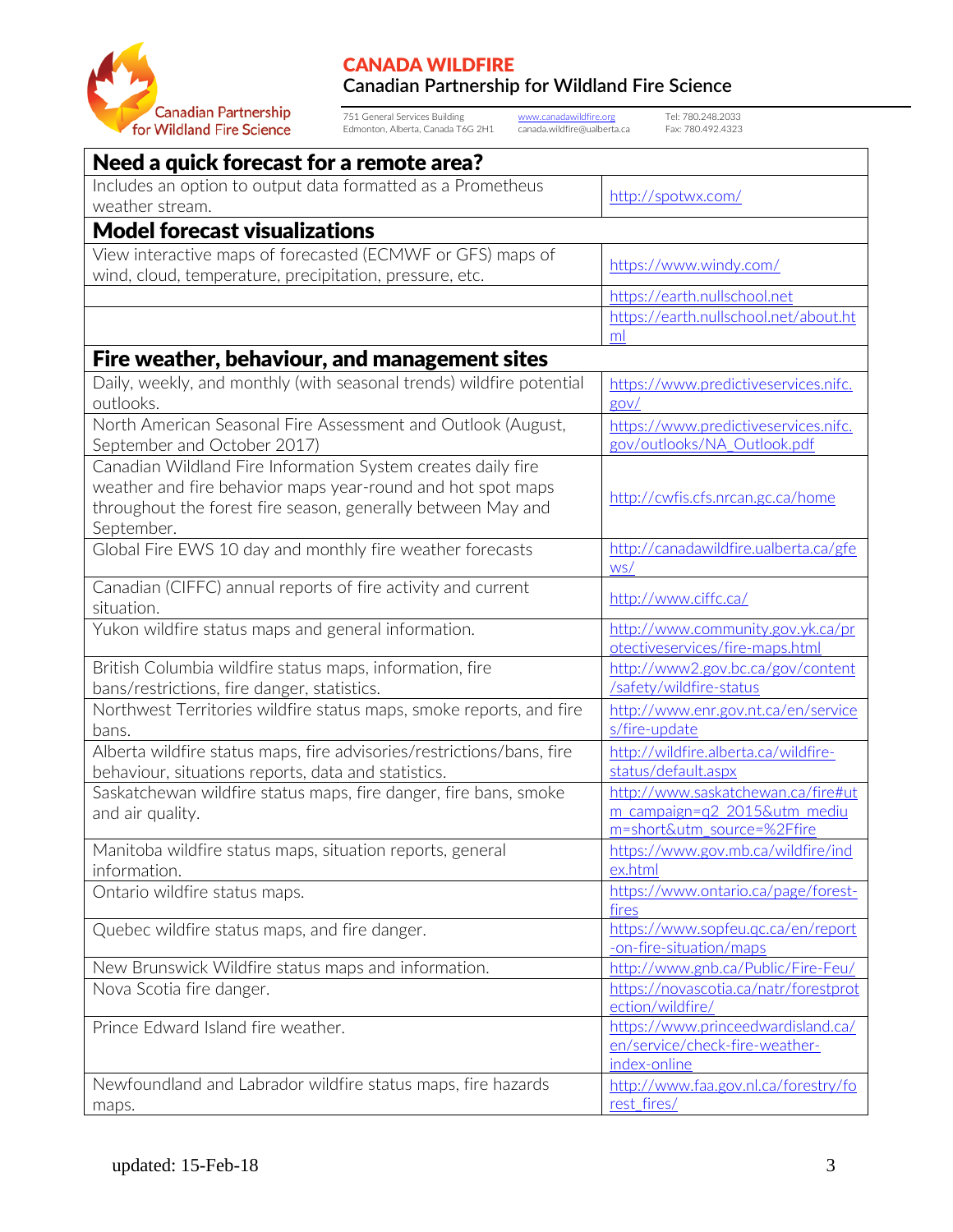| **Need a quick forecast for a remote area?** | |
|---|---|
| Includes an option to output data formatted as a Prometheus weather stream. | http://spotwx.com/ |
| **Model forecast visualizations** | |
| View interactive maps of forecasted (ECMWF or GFS) maps of wind, cloud, temperature, precipitation, pressure, etc. | https://www.windy.com/ |
| | https://earth.nullschool.net |
| | https://earth.nullschool.net/about.html |
| **Fire weather, behaviour, and management sites** | |
| Daily, weekly, and monthly (with seasonal trends) wildfire potential outlooks. | https://www.predictiveservices.nifc.gov/ |
| North American Seasonal Fire Assessment and Outlook (August, September and October 2017) | https://www.predictiveservices.nifc.gov/outlooks/NA_Outlook.pdf |
| Canadian Wildland Fire Information System creates daily fire weather and fire behavior maps year-round and hot spot maps throughout the forest fire season, generally between May and September. | http://cwfis.cfs.nrcan.gc.ca/home |
| Global Fire EWS 10 day and monthly fire weather forecasts | http://canadawildfire.ualberta.ca/gfews/ |
| Canadian (CIFFC) annual reports of fire activity and current situation. | http://www.ciffc.ca/ |
| Yukon wildfire status maps and general information. | http://www.community.gov.yk.ca/protectiveservices/fire-maps.html |
| British Columbia wildfire status maps, information, fire bans/restrictions, fire danger, statistics. | http://www2.gov.bc.ca/gov/content/safety/wildfire-status |
| Northwest Territories wildfire status maps, smoke reports, and fire bans. | http://www.enr.gov.nt.ca/en/services/fire-update |
| Alberta wildfire status maps, fire advisories/restrictions/bans, fire behaviour, situations reports, data and statistics. | http://wildfire.alberta.ca/wildfire-status/default.aspx |
| Saskatchewan wildfire status maps, fire danger, fire bans, smoke and air quality. | http://www.saskatchewan.ca/fire#utm_campaign=q2_2015&utm_medium=short&utm_source=%2Ffire |
| Manitoba wildfire status maps, situation reports, general information. | https://www.gov.mb.ca/wildfire/index.html |
| Ontario wildfire status maps. | https://www.ontario.ca/page/forest-fires |
| Quebec wildfire status maps, and fire danger. | https://www.sopfeu.qc.ca/en/report-on-fire-situation/maps |
| New Brunswick Wildfire status maps and information. | http://www.gnb.ca/Public/Fire-Feu/ |
| Nova Scotia fire danger. | https://novascotia.ca/natr/forestprotection/wildfire/ |
| Prince Edward Island fire weather. | https://www.princeedwardisland.ca/en/service/check-fire-weather-index-online |
| Newfoundland and Labrador wildfire status maps, fire hazards maps. | http://www.faa.gov.nl.ca/forestry/forest_fires/ |

updated: 15-Feb-18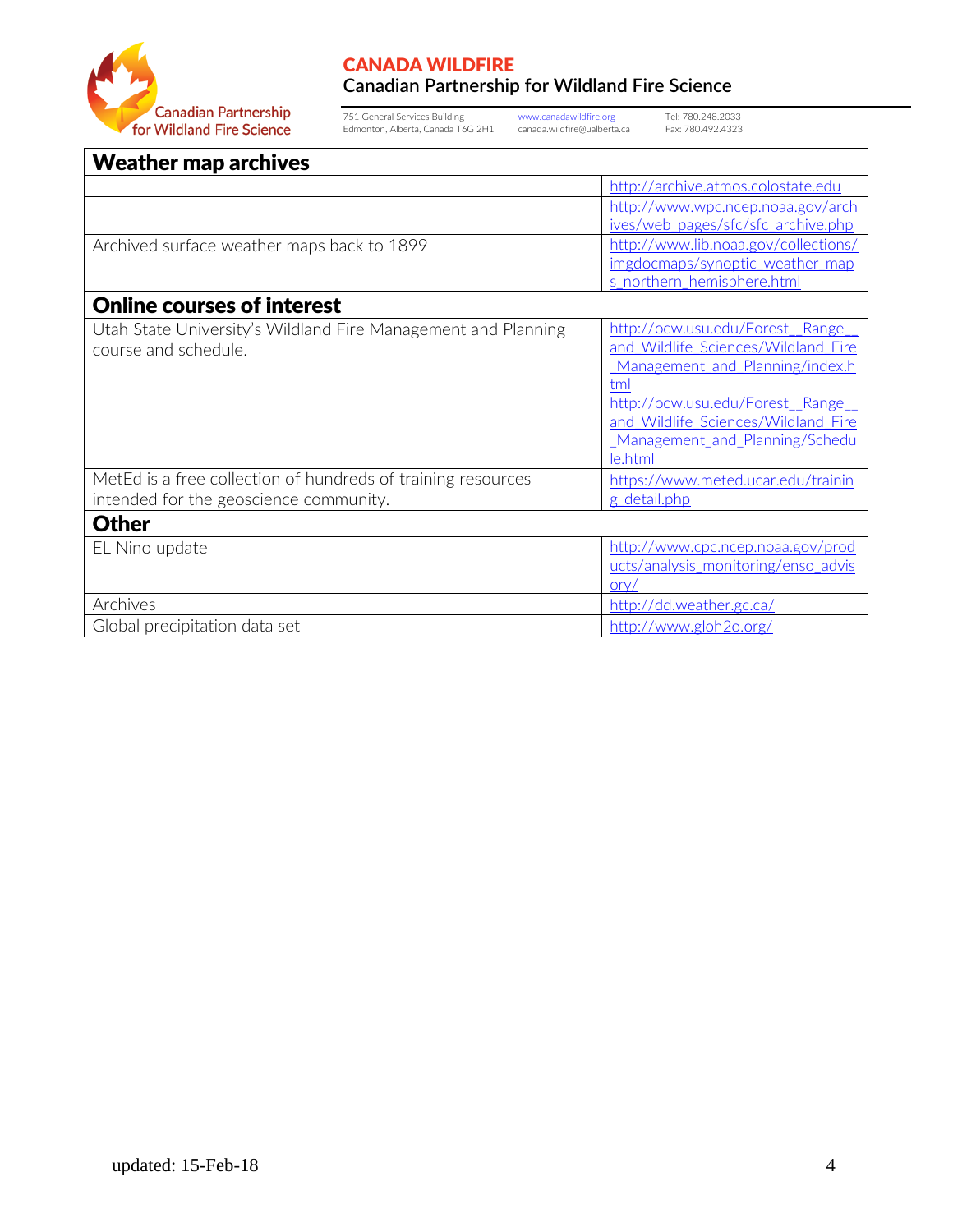| | |
|---|---|
| **Weather map archives** | |
| | http://archive.atmos.colostate.edu |
| | http://www.wpc.ncep.noaa.gov/archives/web_pages/sfc/sfc_archive.php |
| Archived surface weather maps back to 1899 | http://www.lib.noaa.gov/collections/imgdocmaps/synoptic_weather_maps_northern_hemisphere.html |
| **Online courses of interest** | |
| Utah State University's Wildland Fire Management and Planning course and schedule. | http://ocw.usu.edu/Forest__Range__and_Wildlife_Sciences/Wildland_Fire_Management_and_Planning/index.html http://ocw.usu.edu/Forest__Range__and_Wildlife_Sciences/Wildland_Fire_Management_and_Planning/Schedule.html |
| MetEd is a free collection of hundreds of training resources intended for the geoscience community. | https://www.meted.ucar.edu/training_detail.php |
| **Other** | |
| EL Nino update | http://www.cpc.ncep.noaa.gov/products/analysis_monitoring/enso_advisory/ |
| Archives | http://dd.weather.gc.ca/ |
| Global precipitation data set | http://www.gloh2o.org/ |

updated: 15-Feb-18